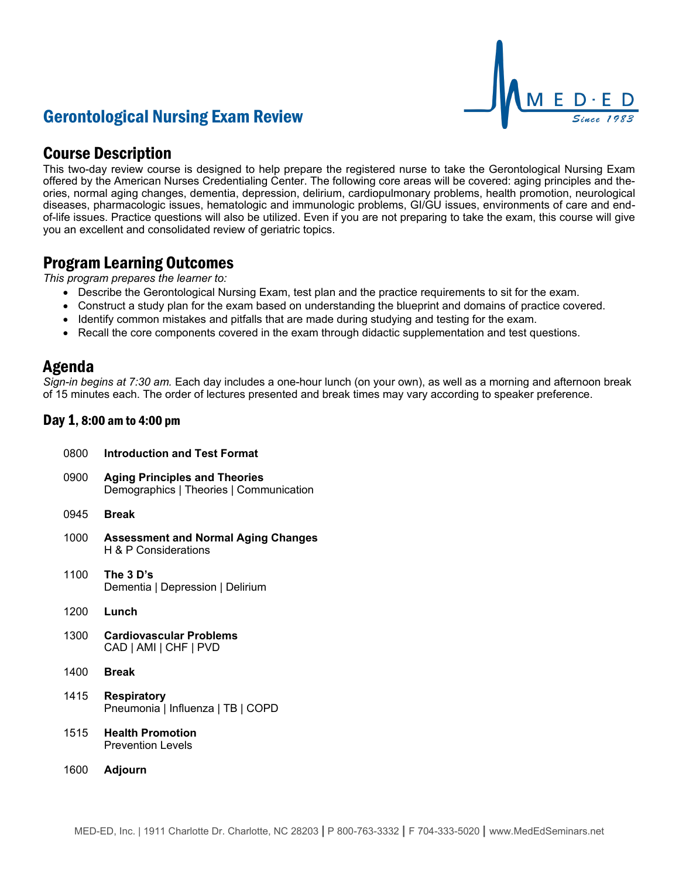# Gerontological Nursing Exam Review

MED·ED Since 1983

## Course Description

This two-day review course is designed to help prepare the registered nurse to take the Gerontological Nursing Exam offered by the American Nurses Credentialing Center. The following core areas will be covered: aging principles and theories, normal aging changes, dementia, depression, delirium, cardiopulmonary problems, health promotion, neurological diseases, pharmacologic issues, hematologic and immunologic problems, GI/GU issues, environments of care and end-of-life issues. Practice questions will also be utilized. Even if you are not preparing to take the exam, this course will give you an excellent and consolidated review of geriatric topics.

## Program Learning Outcomes

*This program prepares the learner to:*

- Describe the Gerontological Nursing Exam, test plan and the practice requirements to sit for the exam.
- Construct a study plan for the exam based on understanding the blueprint and domains of practice covered.
- Identify common mistakes and pitfalls that are made during studying and testing for the exam.
- Recall the core components covered in the exam through didactic supplementation and test questions.

## Agenda

*Sign-in begins at 7:30 am.* Each day includes a one-hour lunch (on your own), as well as a morning and afternoon break of 15 minutes each. The order of lectures presented and break times may vary according to speaker preference.

### Day 1, 8:00 am to 4:00 pm

0800 **Introduction and Test Format**

0900 **Aging Principles and Theories**
Demographics | Theories | Communication

0945 **Break**

1000 **Assessment and Normal Aging Changes**
H & P Considerations

1100 **The 3 D's**
Dementia | Depression | Delirium

1200 **Lunch**

1300 **Cardiovascular Problems**
CAD | AMI | CHF | PVD

1400 **Break**

1415 **Respiratory**
Pneumonia | Influenza | TB | COPD

1515 **Health Promotion**
Prevention Levels

1600 **Adjourn**

MED-ED, Inc. | 1911 Charlotte Dr. Charlotte, NC 28203 | P 800-763-3332 | F 704-333-5020 | www.MedEdSeminars.net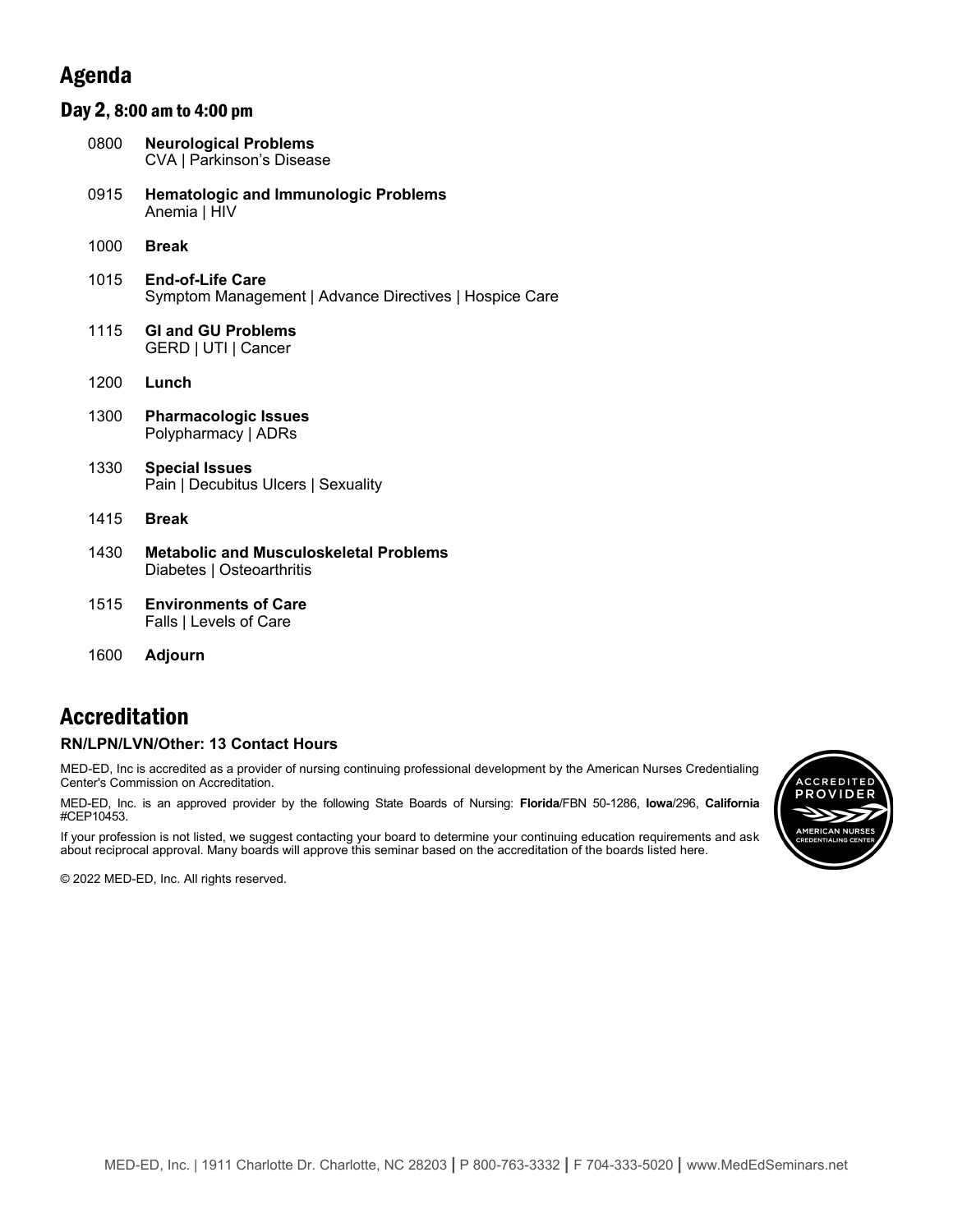## Agenda

### Day 2, 8:00 am to 4:00 pm

0800 **Neurological Problems**
CVA | Parkinson's Disease

0915 **Hematologic and Immunologic Problems**
Anemia | HIV

1000 **Break**

1015 **End-of-Life Care**
Symptom Management | Advance Directives | Hospice Care

1115 **GI and GU Problems**
GERD | UTI | Cancer

1200 **Lunch**

1300 **Pharmacologic Issues**
Polypharmacy | ADRs

1330 **Special Issues**
Pain | Decubitus Ulcers | Sexuality

1415 **Break**

1430 **Metabolic and Musculoskeletal Problems**
Diabetes | Osteoarthritis

1515 **Environments of Care**
Falls | Levels of Care

1600 **Adjourn**

## Accreditation

**RN/LPN/LVN/Other: 13 Contact Hours**

MED-ED, Inc is accredited as a provider of nursing continuing professional development by the American Nurses Credentialing Center's Commission on Accreditation.

MED-ED, Inc. is an approved provider by the following State Boards of Nursing: **Florida**/FBN 50-1286, **Iowa**/296, **California** #CEP10453.

If your profession is not listed, we suggest contacting your board to determine your continuing education requirements and ask about reciprocal approval. Many boards will approve this seminar based on the accreditation of the boards listed here.

ACCREDITED PROVIDER
AMERICAN NURSES CREDENTIALING CENTER

© 2022 MED-ED, Inc. All rights reserved.

MED-ED, Inc. | 1911 Charlotte Dr. Charlotte, NC 28203 | P 800-763-3332 | F 704-333-5020 | www.MedEdSeminars.net